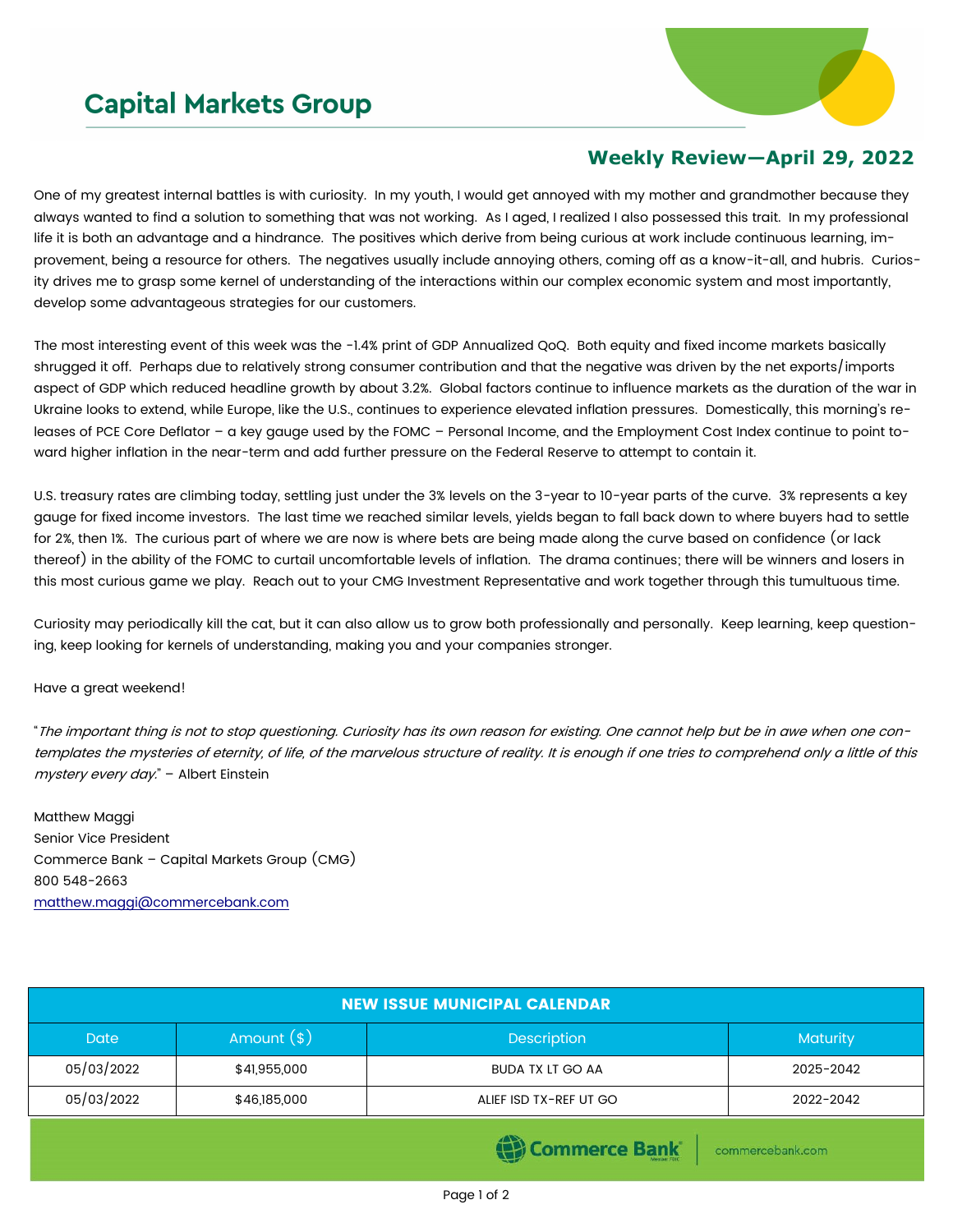# Capital Markets Group

## Weekly Review—April 29, 2022

One of my greatest internal battles is with curiosity. In my youth, I would get annoyed with my mother and grandmother because they always wanted to find a solution to something that was not working. As I aged, I realized I also possessed this trait. In my professional life it is both an advantage and a hindrance. The positives which derive from being curious at work include continuous learning, improvement, being a resource for others. The negatives usually include annoying others, coming off as a know-it-all, and hubris. Curiosity drives me to grasp some kernel of understanding of the interactions within our complex economic system and most importantly, develop some advantageous strategies for our customers.

The most interesting event of this week was the -1.4% print of GDP Annualized QoQ. Both equity and fixed income markets basically shrugged it off. Perhaps due to relatively strong consumer contribution and that the negative was driven by the net exports/imports aspect of GDP which reduced headline growth by about 3.2%. Global factors continue to influence markets as the duration of the war in Ukraine looks to extend, while Europe, like the U.S., continues to experience elevated inflation pressures. Domestically, this morning's releases of PCE Core Deflator – a key gauge used by the FOMC – Personal Income, and the Employment Cost Index continue to point toward higher inflation in the near-term and add further pressure on the Federal Reserve to attempt to contain it.

U.S. treasury rates are climbing today, settling just under the 3% levels on the 3-year to 10-year parts of the curve. 3% represents a key gauge for fixed income investors. The last time we reached similar levels, yields began to fall back down to where buyers had to settle for 2%, then 1%. The curious part of where we are now is where bets are being made along the curve based on confidence (or lack thereof) in the ability of the FOMC to curtail uncomfortable levels of inflation. The drama continues; there will be winners and losers in this most curious game we play. Reach out to your CMG Investment Representative and work together through this tumultuous time.

Curiosity may periodically kill the cat, but it can also allow us to grow both professionally and personally. Keep learning, keep questioning, keep looking for kernels of understanding, making you and your companies stronger.

Have a great weekend!

"*The important thing is not to stop questioning. Curiosity has its own reason for existing. One cannot help but be in awe when one contemplates the mysteries of eternity, of life, of the marvelous structure of reality. It is enough if one tries to comprehend only a little of this mystery every day.*" – Albert Einstein

Matthew Maggi
Senior Vice President
Commerce Bank – Capital Markets Group (CMG)
800 548-2663
matthew.maggi@commercebank.com

| NEW ISSUE MUNICIPAL CALENDAR | | | |
|---|---|---|---|
| Date | Amount ($) | Description | Maturity |
| 05/03/2022 | $41,955,000 | BUDA TX LT GO AA | 2025-2042 |
| 05/03/2022 | $46,185,000 | ALIEF ISD TX-REF UT GO | 2022-2042 |

Commerce Bank | commercebank.com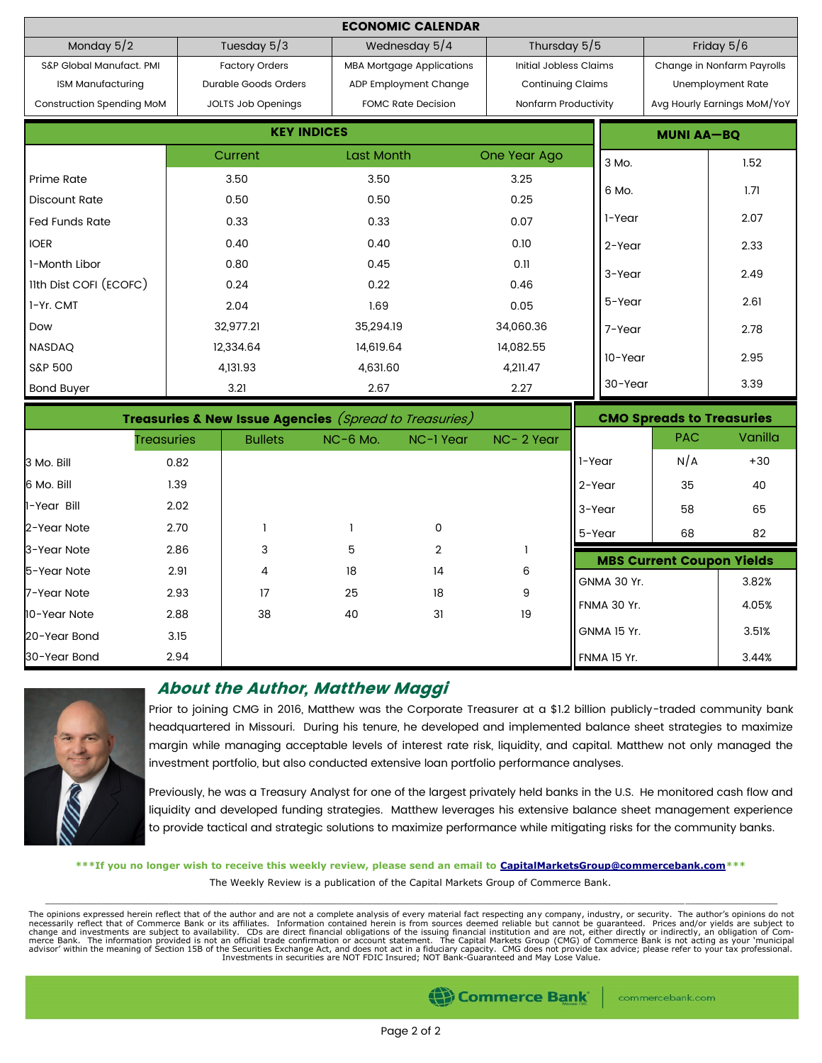## ECONOMIC CALENDAR

| Monday 5/2 | Tuesday 5/3 | Wednesday 5/4 | Thursday 5/5 | Friday 5/6 |
|---|---|---|---|---|
| S&P Global Manufact. PMI | Factory Orders | MBA Mortgage Applications | Initial Jobless Claims | Change in Nonfarm Payrolls |
| ISM Manufacturing | Durable Goods Orders | ADP Employment Change | Continuing Claims | Unemployment Rate |
| Construction Spending MoM | JOLTS Job Openings | FOMC Rate Decision | Nonfarm Productivity | Avg Hourly Earnings MoM/YoY |

## KEY INDICES

| | Current | Last Month | One Year Ago |
|---|---|---|---|
| Prime Rate | 3.50 | 3.50 | 3.25 |
| Discount Rate | 0.50 | 0.50 | 0.25 |
| Fed Funds Rate | 0.33 | 0.33 | 0.07 |
| IOER | 0.40 | 0.40 | 0.10 |
| 1-Month Libor | 0.80 | 0.45 | 0.11 |
| 11th Dist COFI (ECOFC) | 0.24 | 0.22 | 0.46 |
| 1-Yr. CMT | 2.04 | 1.69 | 0.05 |
| Dow | 32,977.21 | 35,294.19 | 34,060.36 |
| NASDAQ | 12,334.64 | 14,619.64 | 14,082.55 |
| S&P 500 | 4,131.93 | 4,631.60 | 4,211.47 |
| Bond Buyer | 3.21 | 2.67 | 2.27 |

## MUNI AA—BQ

| | |
|---|---|
| 3 Mo. | 1.52 |
| 6 Mo. | 1.71 |
| 1-Year | 2.07 |
| 2-Year | 2.33 |
| 3-Year | 2.49 |
| 5-Year | 2.61 |
| 7-Year | 2.78 |
| 10-Year | 2.95 |
| 30-Year | 3.39 |

## Treasuries & New Issue Agencies *(Spread to Treasuries)*

| | Treasuries | Bullets | NC-6 Mo. | NC-1 Year | NC- 2 Year |
|---|---|---|---|---|---|
| 3 Mo. Bill | 0.82 | | | | |
| 6 Mo. Bill | 1.39 | | | | |
| 1-Year Bill | 2.02 | | | | |
| 2-Year Note | 2.70 | 1 | 1 | 0 | |
| 3-Year Note | 2.86 | 3 | 5 | 2 | 1 |
| 5-Year Note | 2.91 | 4 | 18 | 14 | 6 |
| 7-Year Note | 2.93 | 17 | 25 | 18 | 9 |
| 10-Year Note | 2.88 | 38 | 40 | 31 | 19 |
| 20-Year Bond | 3.15 | | | | |
| 30-Year Bond | 2.94 | | | | |

## CMO Spreads to Treasuries

| | PAC | Vanilla |
|---|---|---|
| 1-Year | N/A | +30 |
| 2-Year | 35 | 40 |
| 3-Year | 58 | 65 |
| 5-Year | 68 | 82 |

## MBS Current Coupon Yields

| | |
|---|---|
| GNMA 30 Yr. | 3.82% |
| FNMA 30 Yr. | 4.05% |
| GNMA 15 Yr. | 3.51% |
| FNMA 15 Yr. | 3.44% |

## *About the Author, Matthew Maggi*

Prior to joining CMG in 2016, Matthew was the Corporate Treasurer at a $1.2 billion publicly-traded community bank headquartered in Missouri. During his tenure, he developed and implemented balance sheet strategies to maximize margin while managing acceptable levels of interest rate risk, liquidity, and capital. Matthew not only managed the investment portfolio, but also conducted extensive loan portfolio performance analyses.

Previously, he was a Treasury Analyst for one of the largest privately held banks in the U.S. He monitored cash flow and liquidity and developed funding strategies. Matthew leverages his extensive balance sheet management experience to provide tactical and strategic solutions to maximize performance while mitigating risks for the community banks.

**\*\*\*If you no longer wish to receive this weekly review, please send an email to CapitalMarketsGroup@commercebank.com\*\*\***

The Weekly Review is a publication of the Capital Markets Group of Commerce Bank.

The opinions expressed herein reflect that of the author and are not a complete analysis of every material fact respecting any company, industry, or security. The author's opinions do not necessarily reflect that of Commerce Bank or its affiliates. Information contained herein is from sources deemed reliable but cannot be guaranteed. Prices and/or yields are subject to change and investments are subject to availability. CDs are direct financial obligations of the issuing financial institution and are not, either directly or indirectly, an obligation of Commerce Bank. The information provided is not an official trade confirmation or account statement. The Capital Markets Group (CMG) of Commerce Bank is not acting as your 'municipal advisor' within the meaning of Section 15B of the Securities Exchange Act, and does not act in a fiduciary capacity. CMG does not provide tax advice; please refer to your tax professional. Investments in securities are NOT FDIC Insured; NOT Bank-Guaranteed and May Lose Value.

Commerce Bank | commercebank.com